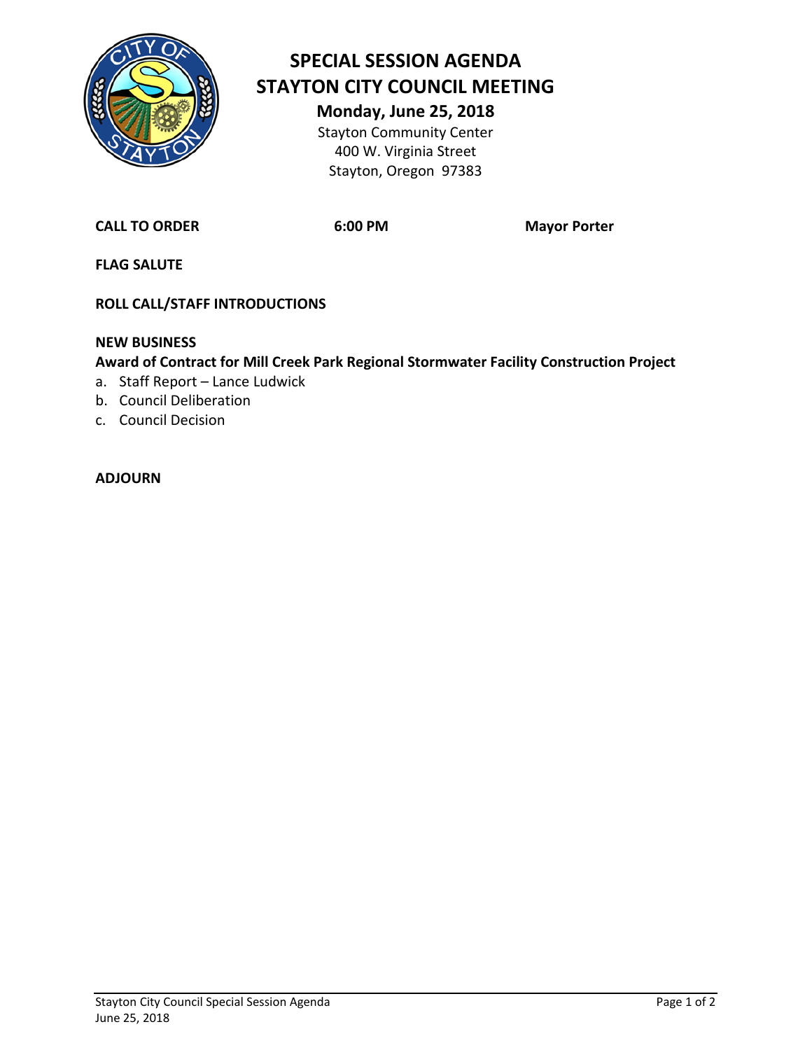# SPECIAL SESSION AGENDA
# STAYTON CITY COUNCIL MEETING

**Monday, June 25, 2018**

Stayton Community Center
400 W. Virginia Street
Stayton, Oregon 97383

**CALL TO ORDER** **6:00 PM** **Mayor Porter**

**FLAG SALUTE**

**ROLL CALL/STAFF INTRODUCTIONS**

**NEW BUSINESS**

**Award of Contract for Mill Creek Park Regional Stormwater Facility Construction Project**

a. Staff Report – Lance Ludwick
b. Council Deliberation
c. Council Decision

**ADJOURN**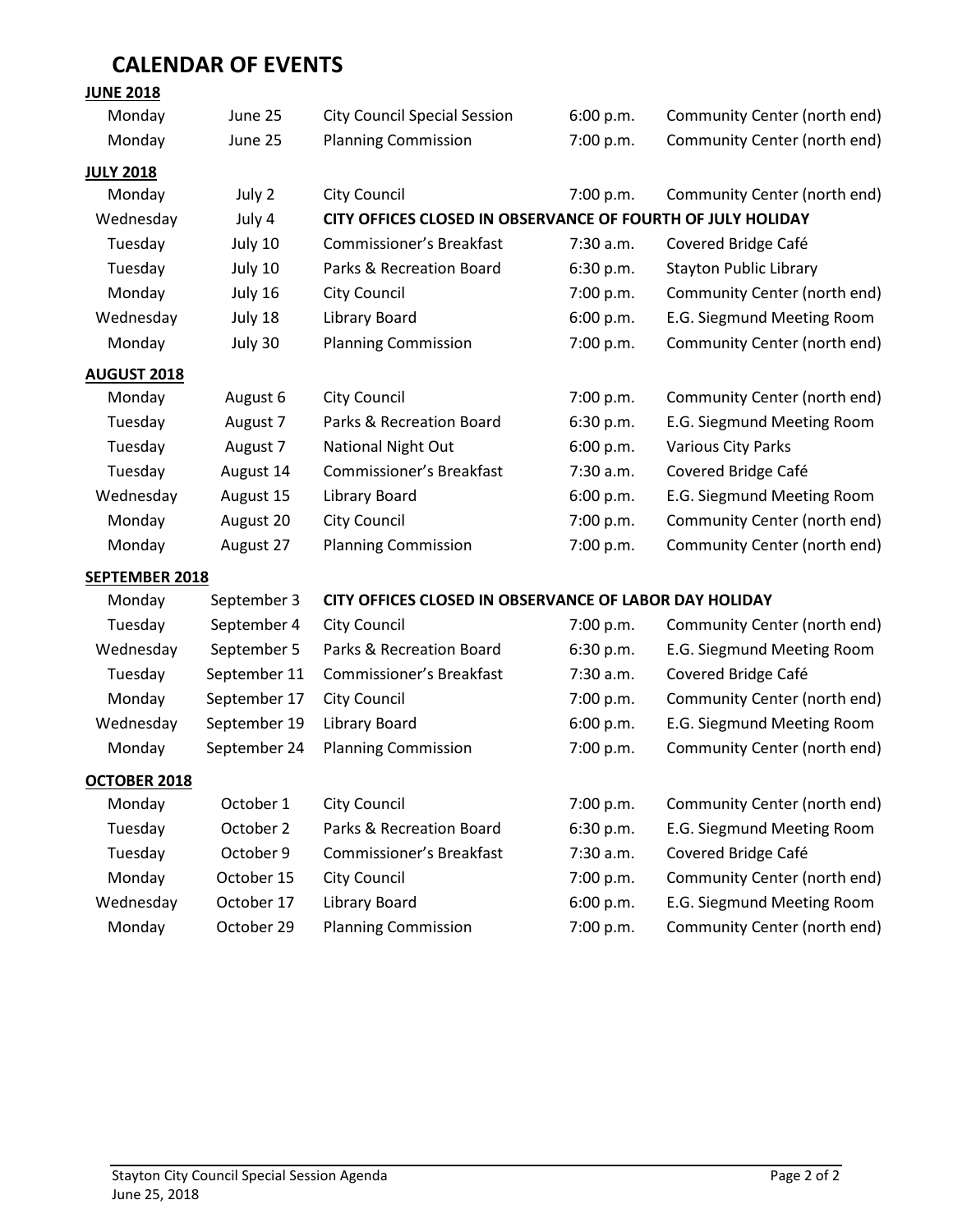# CALENDAR OF EVENTS

**JUNE 2018**

| | | | | |
|---|---|---|---|---|
| Monday | June 25 | City Council Special Session | 6:00 p.m. | Community Center (north end) |
| Monday | June 25 | Planning Commission | 7:00 p.m. | Community Center (north end) |

**JULY 2018**

| | | | | |
|---|---|---|---|---|
| Monday | July 2 | City Council | 7:00 p.m. | Community Center (north end) |
| Wednesday | July 4 | **CITY OFFICES CLOSED IN OBSERVANCE OF FOURTH OF JULY HOLIDAY** | | |
| Tuesday | July 10 | Commissioner's Breakfast | 7:30 a.m. | Covered Bridge Café |
| Tuesday | July 10 | Parks & Recreation Board | 6:30 p.m. | Stayton Public Library |
| Monday | July 16 | City Council | 7:00 p.m. | Community Center (north end) |
| Wednesday | July 18 | Library Board | 6:00 p.m. | E.G. Siegmund Meeting Room |
| Monday | July 30 | Planning Commission | 7:00 p.m. | Community Center (north end) |

**AUGUST 2018**

| | | | | |
|---|---|---|---|---|
| Monday | August 6 | City Council | 7:00 p.m. | Community Center (north end) |
| Tuesday | August 7 | Parks & Recreation Board | 6:30 p.m. | E.G. Siegmund Meeting Room |
| Tuesday | August 7 | National Night Out | 6:00 p.m. | Various City Parks |
| Tuesday | August 14 | Commissioner's Breakfast | 7:30 a.m. | Covered Bridge Café |
| Wednesday | August 15 | Library Board | 6:00 p.m. | E.G. Siegmund Meeting Room |
| Monday | August 20 | City Council | 7:00 p.m. | Community Center (north end) |
| Monday | August 27 | Planning Commission | 7:00 p.m. | Community Center (north end) |

**SEPTEMBER 2018**

| | | | | |
|---|---|---|---|---|
| Monday | September 3 | **CITY OFFICES CLOSED IN OBSERVANCE OF LABOR DAY HOLIDAY** | | |
| Tuesday | September 4 | City Council | 7:00 p.m. | Community Center (north end) |
| Wednesday | September 5 | Parks & Recreation Board | 6:30 p.m. | E.G. Siegmund Meeting Room |
| Tuesday | September 11 | Commissioner's Breakfast | 7:30 a.m. | Covered Bridge Café |
| Monday | September 17 | City Council | 7:00 p.m. | Community Center (north end) |
| Wednesday | September 19 | Library Board | 6:00 p.m. | E.G. Siegmund Meeting Room |
| Monday | September 24 | Planning Commission | 7:00 p.m. | Community Center (north end) |

**OCTOBER 2018**

| | | | | |
|---|---|---|---|---|
| Monday | October 1 | City Council | 7:00 p.m. | Community Center (north end) |
| Tuesday | October 2 | Parks & Recreation Board | 6:30 p.m. | E.G. Siegmund Meeting Room |
| Tuesday | October 9 | Commissioner's Breakfast | 7:30 a.m. | Covered Bridge Café |
| Monday | October 15 | City Council | 7:00 p.m. | Community Center (north end) |
| Wednesday | October 17 | Library Board | 6:00 p.m. | E.G. Siegmund Meeting Room |
| Monday | October 29 | Planning Commission | 7:00 p.m. | Community Center (north end) |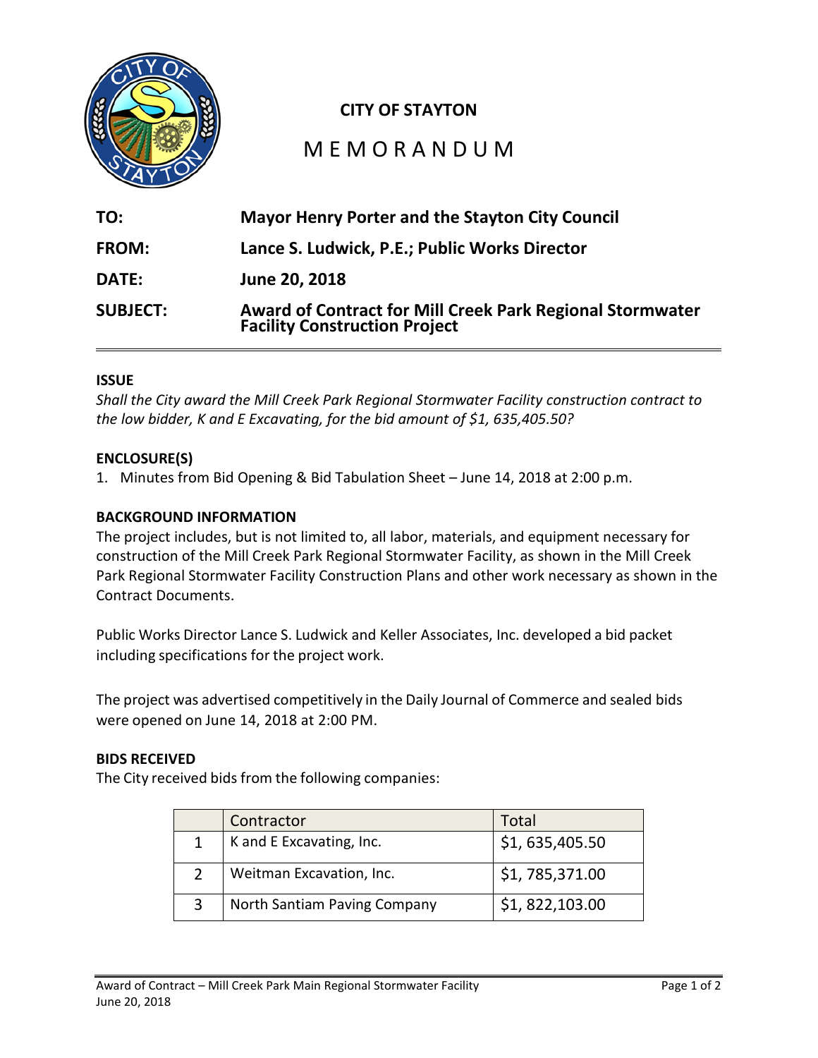**CITY OF STAYTON**

# M E M O R A N D U M

| | |
|---|---|
| **TO:** | **Mayor Henry Porter and the Stayton City Council** |
| **FROM:** | **Lance S. Ludwick, P.E.; Public Works Director** |
| **DATE:** | **June 20, 2018** |
| **SUBJECT:** | **Award of Contract for Mill Creek Park Regional Stormwater Facility Construction Project** |

### ISSUE

*Shall the City award the Mill Creek Park Regional Stormwater Facility construction contract to the low bidder, K and E Excavating, for the bid amount of $1, 635,405.50?*

### ENCLOSURE(S)

1. Minutes from Bid Opening & Bid Tabulation Sheet – June 14, 2018 at 2:00 p.m.

### BACKGROUND INFORMATION

The project includes, but is not limited to, all labor, materials, and equipment necessary for construction of the Mill Creek Park Regional Stormwater Facility, as shown in the Mill Creek Park Regional Stormwater Facility Construction Plans and other work necessary as shown in the Contract Documents.

Public Works Director Lance S. Ludwick and Keller Associates, Inc. developed a bid packet including specifications for the project work.

The project was advertised competitively in the Daily Journal of Commerce and sealed bids were opened on June 14, 2018 at 2:00 PM.

### BIDS RECEIVED

The City received bids from the following companies:

| | Contractor | Total |
|---|---|---|
| 1 | K and E Excavating, Inc. | $1, 635,405.50 |
| 2 | Weitman Excavation, Inc. | $1, 785,371.00 |
| 3 | North Santiam Paving Company | $1, 822,103.00 |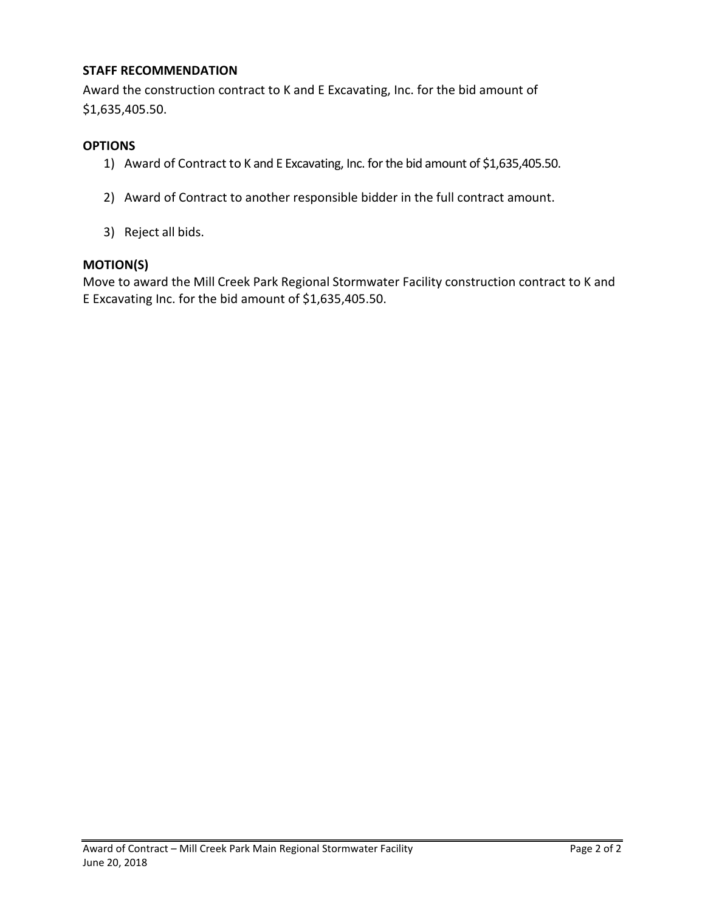### STAFF RECOMMENDATION

Award the construction contract to K and E Excavating, Inc. for the bid amount of $1,635,405.50.

### OPTIONS

1) Award of Contract to K and E Excavating, Inc. for the bid amount of $1,635,405.50.

2) Award of Contract to another responsible bidder in the full contract amount.

3) Reject all bids.

### MOTION(S)

Move to award the Mill Creek Park Regional Stormwater Facility construction contract to K and E Excavating Inc. for the bid amount of $1,635,405.50.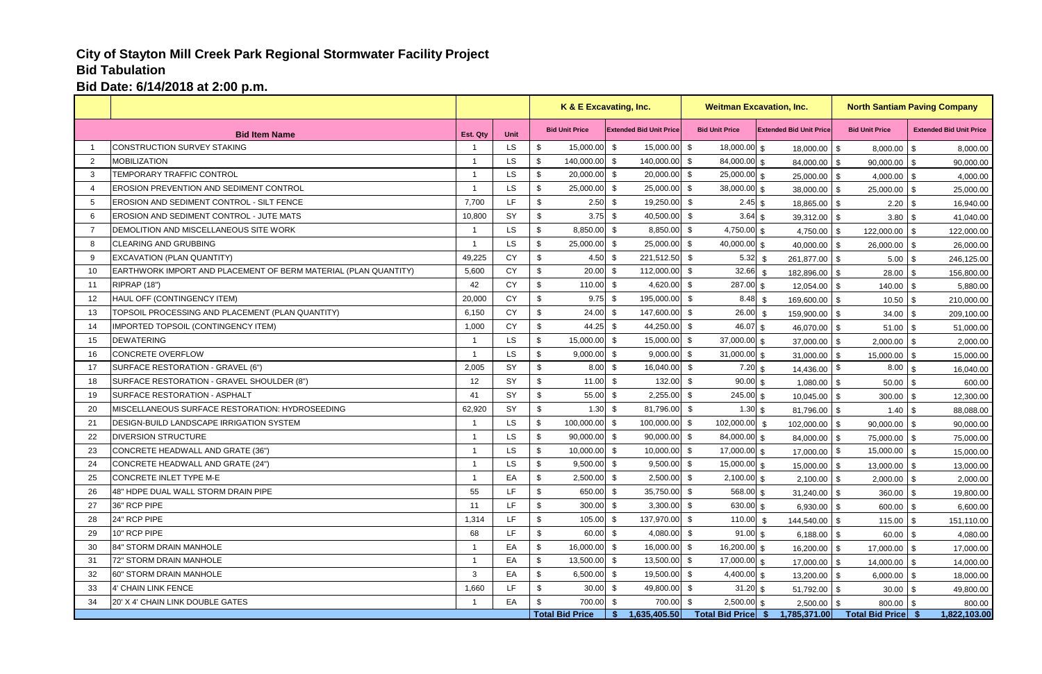# City of Stayton Mill Creek Park Regional Stormwater Facility Project

## Bid Tabulation

## Bid Date: 6/14/2018 at 2:00 p.m.

| | | | | K & E Excavating, Inc. | | Weitman Excavation, Inc. | | North Santiam Paving Company | |
|---|---|---|---|---|---|---|---|---|---|
| | Bid Item Name | Est. Qty | Unit | Bid Unit Price | Extended Bid Unit Price | Bid Unit Price | Extended Bid Unit Price | Bid Unit Price | Extended Bid Unit Price |
| 1 | CONSTRUCTION SURVEY STAKING | 1 | LS | $ 15,000.00 | $ 15,000.00 | $ 18,000.00 | $ 18,000.00 | $ 8,000.00 | $ 8,000.00 |
| 2 | MOBILIZATION | 1 | LS | $ 140,000.00 | $ 140,000.00 | $ 84,000.00 | $ 84,000.00 | $ 90,000.00 | $ 90,000.00 |
| 3 | TEMPORARY TRAFFIC CONTROL | 1 | LS | $ 20,000.00 | $ 20,000.00 | $ 25,000.00 | $ 25,000.00 | $ 4,000.00 | $ 4,000.00 |
| 4 | EROSION PREVENTION AND SEDIMENT CONTROL | 1 | LS | $ 25,000.00 | $ 25,000.00 | $ 38,000.00 | $ 38,000.00 | $ 25,000.00 | $ 25,000.00 |
| 5 | EROSION AND SEDIMENT CONTROL - SILT FENCE | 7,700 | LF | $ 2.50 | $ 19,250.00 | $ 2.45 | $ 18,865.00 | $ 2.20 | $ 16,940.00 |
| 6 | EROSION AND SEDIMENT CONTROL - JUTE MATS | 10,800 | SY | $ 3.75 | $ 40,500.00 | $ 3.64 | $ 39,312.00 | $ 3.80 | $ 41,040.00 |
| 7 | DEMOLITION AND MISCELLANEOUS SITE WORK | 1 | LS | $ 8,850.00 | $ 8,850.00 | $ 4,750.00 | $ 4,750.00 | $ 122,000.00 | $ 122,000.00 |
| 8 | CLEARING AND GRUBBING | 1 | LS | $ 25,000.00 | $ 25,000.00 | $ 40,000.00 | $ 40,000.00 | $ 26,000.00 | $ 26,000.00 |
| 9 | EXCAVATION (PLAN QUANTITY) | 49,225 | CY | $ 4.50 | $ 221,512.50 | $ 5.32 | $ 261,877.00 | $ 5.00 | $ 246,125.00 |
| 10 | EARTHWORK IMPORT AND PLACEMENT OF BERM MATERIAL (PLAN QUANTITY) | 5,600 | CY | $ 20.00 | $ 112,000.00 | $ 32.66 | $ 182,896.00 | $ 28.00 | $ 156,800.00 |
| 11 | RIPRAP (18") | 42 | CY | $ 110.00 | $ 4,620.00 | $ 287.00 | $ 12,054.00 | $ 140.00 | $ 5,880.00 |
| 12 | HAUL OFF (CONTINGENCY ITEM) | 20,000 | CY | $ 9.75 | $ 195,000.00 | $ 8.48 | $ 169,600.00 | $ 10.50 | $ 210,000.00 |
| 13 | TOPSOIL PROCESSING AND PLACEMENT (PLAN QUANTITY) | 6,150 | CY | $ 24.00 | $ 147,600.00 | $ 26.00 | $ 159,900.00 | $ 34.00 | $ 209,100.00 |
| 14 | IMPORTED TOPSOIL (CONTINGENCY ITEM) | 1,000 | CY | $ 44.25 | $ 44,250.00 | $ 46.07 | $ 46,070.00 | $ 51.00 | $ 51,000.00 |
| 15 | DEWATERING | 1 | LS | $ 15,000.00 | $ 15,000.00 | $ 37,000.00 | $ 37,000.00 | $ 2,000.00 | $ 2,000.00 |
| 16 | CONCRETE OVERFLOW | 1 | LS | $ 9,000.00 | $ 9,000.00 | $ 31,000.00 | $ 31,000.00 | $ 15,000.00 | $ 15,000.00 |
| 17 | SURFACE RESTORATION - GRAVEL (6") | 2,005 | SY | $ 8.00 | $ 16,040.00 | $ 7.20 | $ 14,436.00 | $ 8.00 | $ 16,040.00 |
| 18 | SURFACE RESTORATION - GRAVEL SHOULDER (8") | 12 | SY | $ 11.00 | $ 132.00 | $ 90.00 | $ 1,080.00 | $ 50.00 | $ 600.00 |
| 19 | SURFACE RESTORATION - ASPHALT | 41 | SY | $ 55.00 | $ 2,255.00 | $ 245.00 | $ 10,045.00 | $ 300.00 | $ 12,300.00 |
| 20 | MISCELLANEOUS SURFACE RESTORATION: HYDROSEEDING | 62,920 | SY | $ 1.30 | $ 81,796.00 | $ 1.30 | $ 81,796.00 | $ 1.40 | $ 88,088.00 |
| 21 | DESIGN-BUILD LANDSCAPE IRRIGATION SYSTEM | 1 | LS | $ 100,000.00 | $ 100,000.00 | $ 102,000.00 | $ 102,000.00 | $ 90,000.00 | $ 90,000.00 |
| 22 | DIVERSION STRUCTURE | 1 | LS | $ 90,000.00 | $ 90,000.00 | $ 84,000.00 | $ 84,000.00 | $ 75,000.00 | $ 75,000.00 |
| 23 | CONCRETE HEADWALL AND GRATE (36") | 1 | LS | $ 10,000.00 | $ 10,000.00 | $ 17,000.00 | $ 17,000.00 | $ 15,000.00 | $ 15,000.00 |
| 24 | CONCRETE HEADWALL AND GRATE (24") | 1 | LS | $ 9,500.00 | $ 9,500.00 | $ 15,000.00 | $ 15,000.00 | $ 13,000.00 | $ 13,000.00 |
| 25 | CONCRETE INLET TYPE M-E | 1 | EA | $ 2,500.00 | $ 2,500.00 | $ 2,100.00 | $ 2,100.00 | $ 2,000.00 | $ 2,000.00 |
| 26 | 48" HDPE DUAL WALL STORM DRAIN PIPE | 55 | LF | $ 650.00 | $ 35,750.00 | $ 568.00 | $ 31,240.00 | $ 360.00 | $ 19,800.00 |
| 27 | 36" RCP PIPE | 11 | LF | $ 300.00 | $ 3,300.00 | $ 630.00 | $ 6,930.00 | $ 600.00 | $ 6,600.00 |
| 28 | 24" RCP PIPE | 1,314 | LF | $ 105.00 | $ 137,970.00 | $ 110.00 | $ 144,540.00 | $ 115.00 | $ 151,110.00 |
| 29 | 10" RCP PIPE | 68 | LF | $ 60.00 | $ 4,080.00 | $ 91.00 | $ 6,188.00 | $ 60.00 | $ 4,080.00 |
| 30 | 84" STORM DRAIN MANHOLE | 1 | EA | $ 16,000.00 | $ 16,000.00 | $ 16,200.00 | $ 16,200.00 | $ 17,000.00 | $ 17,000.00 |
| 31 | 72" STORM DRAIN MANHOLE | 1 | EA | $ 13,500.00 | $ 13,500.00 | $ 17,000.00 | $ 17,000.00 | $ 14,000.00 | $ 14,000.00 |
| 32 | 60" STORM DRAIN MANHOLE | 3 | EA | $ 6,500.00 | $ 19,500.00 | $ 4,400.00 | $ 13,200.00 | $ 6,000.00 | $ 18,000.00 |
| 33 | 4' CHAIN LINK FENCE | 1,660 | LF | $ 30.00 | $ 49,800.00 | $ 31.20 | $ 51,792.00 | $ 30.00 | $ 49,800.00 |
| 34 | 20' X 4' CHAIN LINK DOUBLE GATES | 1 | EA | $ 700.00 | $ 700.00 | $ 2,500.00 | $ 2,500.00 | $ 800.00 | $ 800.00 |
| | | | | **Total Bid Price** | **$ 1,635,405.50** | **Total Bid Price** | **$ 1,785,371.00** | **Total Bid Price** | **$ 1,822,103.00** |